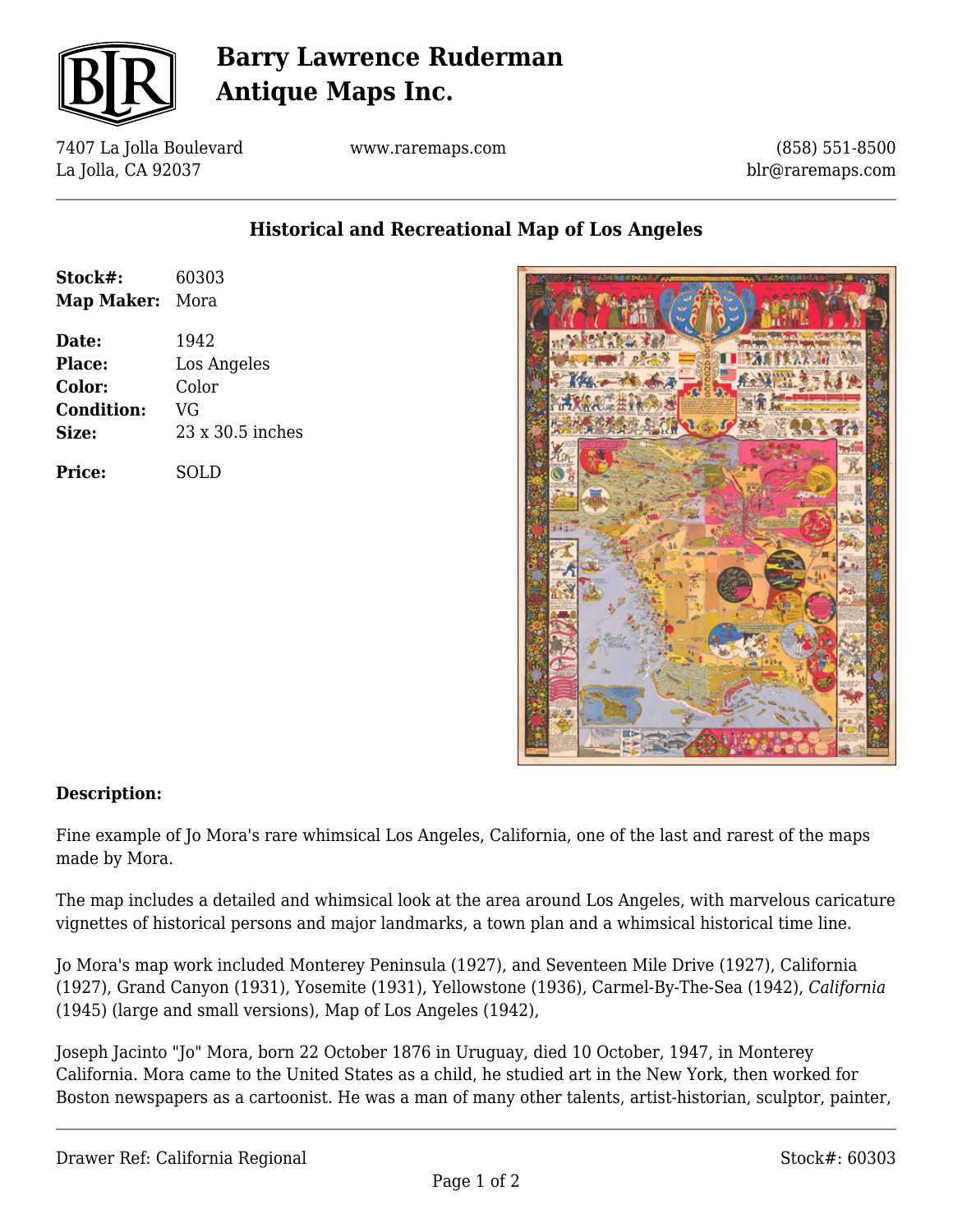# Barry Lawrence Ruderman Antique Maps Inc.

7407 La Jolla Boulevard
La Jolla, CA 92037

www.raremaps.com

(858) 551-8500
blr@raremaps.com

## Historical and Recreational Map of Los Angeles

| | |
|---|---|
| **Stock#:** | 60303 |
| **Map Maker:** | Mora |
| **Date:** | 1942 |
| **Place:** | Los Angeles |
| **Color:** | Color |
| **Condition:** | VG |
| **Size:** | 23 x 30.5 inches |
| **Price:** | SOLD |

### Description:

Fine example of Jo Mora's rare whimsical Los Angeles, California, one of the last and rarest of the maps made by Mora.

The map includes a detailed and whimsical look at the area around Los Angeles, with marvelous caricature vignettes of historical persons and major landmarks, a town plan and a whimsical historical time line.

Jo Mora's map work included Monterey Peninsula (1927), and Seventeen Mile Drive (1927), California (1927), Grand Canyon (1931), Yosemite (1931), Yellowstone (1936), Carmel-By-The-Sea (1942), *California* (1945) (large and small versions), Map of Los Angeles (1942),

Joseph Jacinto "Jo" Mora, born 22 October 1876 in Uruguay, died 10 October, 1947, in Monterey California. Mora came to the United States as a child, he studied art in the New York, then worked for Boston newspapers as a cartoonist. He was a man of many other talents, artist-historian, sculptor, painter,

Drawer Ref: California Regional

Stock#: 60303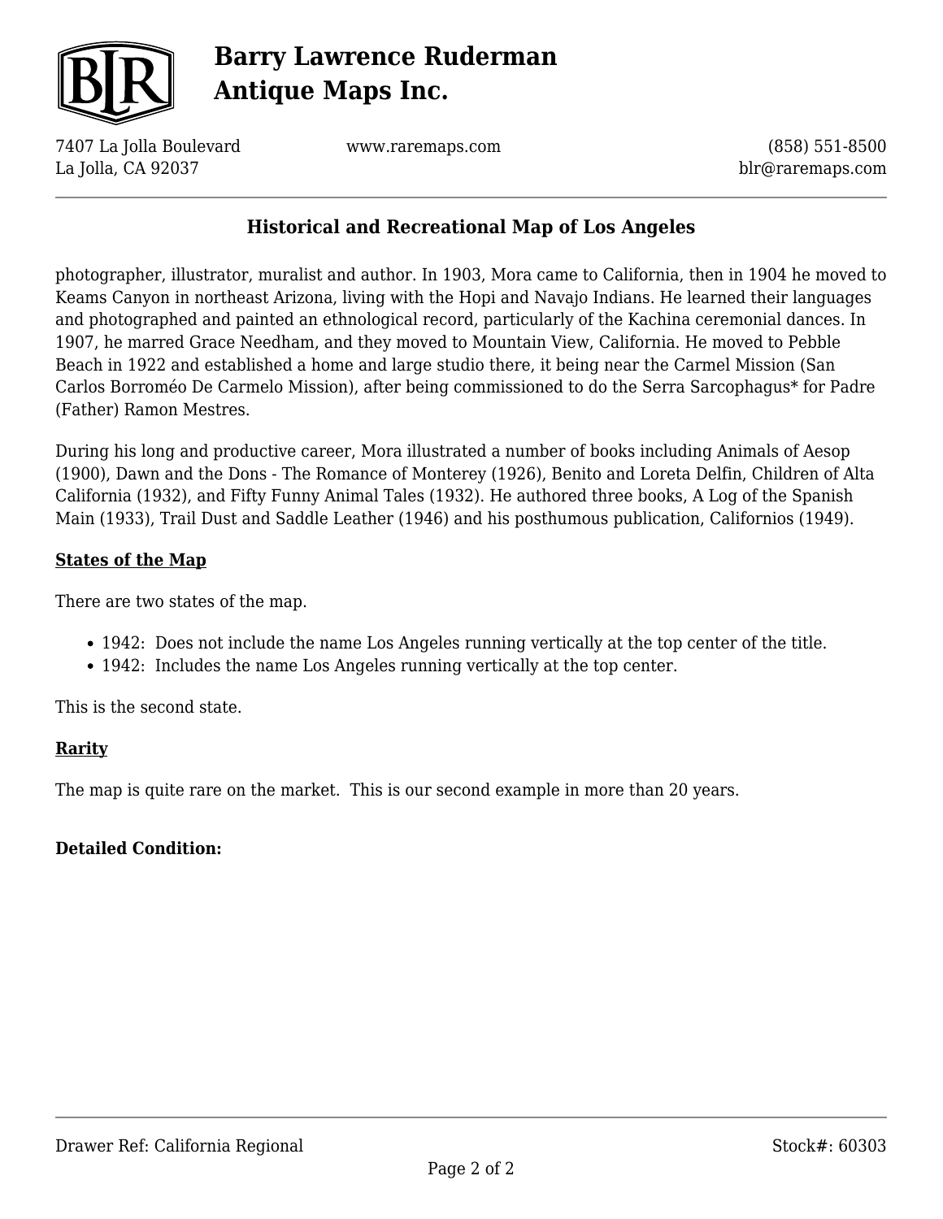photographer, illustrator, muralist and author. In 1903, Mora came to California, then in 1904 he moved to Keams Canyon in northeast Arizona, living with the Hopi and Navajo Indians. He learned their languages and photographed and painted an ethnological record, particularly of the Kachina ceremonial dances. In 1907, he marred Grace Needham, and they moved to Mountain View, California. He moved to Pebble Beach in 1922 and established a home and large studio there, it being near the Carmel Mission (San Carlos Borroméo De Carmelo Mission), after being commissioned to do the Serra Sarcophagus* for Padre (Father) Ramon Mestres.

During his long and productive career, Mora illustrated a number of books including Animals of Aesop (1900), Dawn and the Dons - The Romance of Monterey (1926), Benito and Loreta Delfin, Children of Alta California (1932), and Fifty Funny Animal Tales (1932). He authored three books, A Log of the Spanish Main (1933), Trail Dust and Saddle Leather (1946) and his posthumous publication, Californios (1949).

**States of the Map**

There are two states of the map.

- 1942: Does not include the name Los Angeles running vertically at the top center of the title.
- 1942: Includes the name Los Angeles running vertically at the top center.

This is the second state.

**Rarity**

The map is quite rare on the market. This is our second example in more than 20 years.

**Detailed Condition:**

Drawer Ref: California Regional

Stock#: 60303